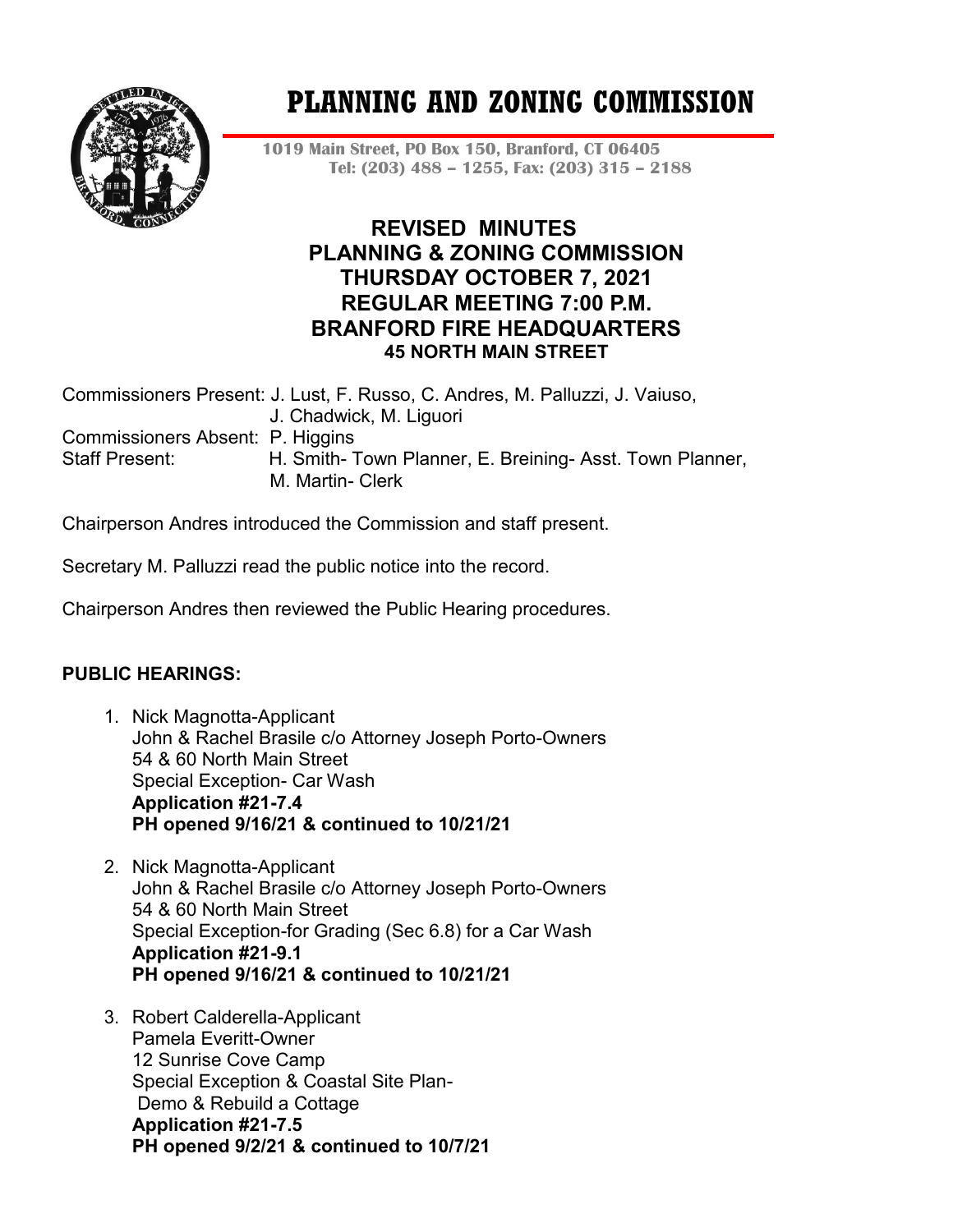# PLANNING AND ZONING COMMISSION

**1019 Main Street, PO Box 150, Branford, CT 06405**
**Tel: (203) 488 – 1255, Fax: (203) 315 – 2188**

## REVISED MINUTES
## PLANNING & ZONING COMMISSION
## THURSDAY OCTOBER 7, 2021
## REGULAR MEETING 7:00 P.M.
## BRANFORD FIRE HEADQUARTERS
### 45 NORTH MAIN STREET

Commissioners Present: J. Lust, F. Russo, C. Andres, M. Palluzzi, J. Vaiuso, J. Chadwick, M. Liguori
Commissioners Absent: P. Higgins
Staff Present: H. Smith- Town Planner, E. Breining- Asst. Town Planner, M. Martin- Clerk

Chairperson Andres introduced the Commission and staff present.

Secretary M. Palluzzi read the public notice into the record.

Chairperson Andres then reviewed the Public Hearing procedures.

**PUBLIC HEARINGS:**

1. Nick Magnotta-Applicant
   John & Rachel Brasile c/o Attorney Joseph Porto-Owners
   54 & 60 North Main Street
   Special Exception- Car Wash
   **Application #21-7.4**
   **PH opened 9/16/21 & continued to 10/21/21**

2. Nick Magnotta-Applicant
   John & Rachel Brasile c/o Attorney Joseph Porto-Owners
   54 & 60 North Main Street
   Special Exception-for Grading (Sec 6.8) for a Car Wash
   **Application #21-9.1**
   **PH opened 9/16/21 & continued to 10/21/21**

3. Robert Calderella-Applicant
   Pamela Everitt-Owner
   12 Sunrise Cove Camp
   Special Exception & Coastal Site Plan-
   Demo & Rebuild a Cottage
   **Application #21-7.5**
   **PH opened 9/2/21 & continued to 10/7/21**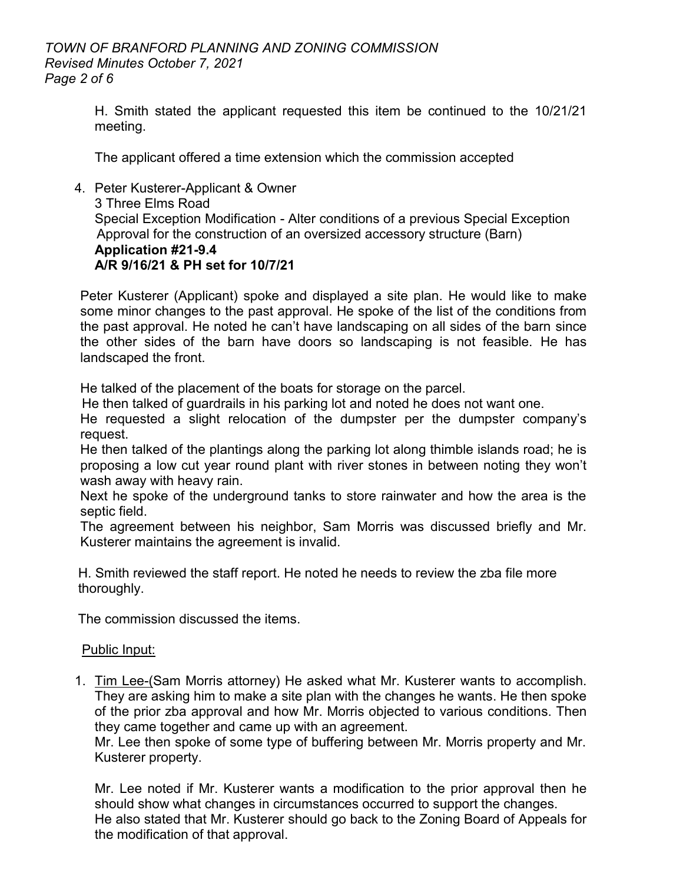H. Smith stated the applicant requested this item be continued to the 10/21/21 meeting.

The applicant offered a time extension which the commission accepted

4. Peter Kusterer-Applicant & Owner
   3 Three Elms Road
   Special Exception Modification - Alter conditions of a previous Special Exception Approval for the construction of an oversized accessory structure (Barn)
   **Application #21-9.4**
   **A/R 9/16/21 & PH set for 10/7/21**

Peter Kusterer (Applicant) spoke and displayed a site plan. He would like to make some minor changes to the past approval. He spoke of the list of the conditions from the past approval. He noted he can't have landscaping on all sides of the barn since the other sides of the barn have doors so landscaping is not feasible. He has landscaped the front.

He talked of the placement of the boats for storage on the parcel.
He then talked of guardrails in his parking lot and noted he does not want one.
He requested a slight relocation of the dumpster per the dumpster company's request.
He then talked of the plantings along the parking lot along thimble islands road; he is proposing a low cut year round plant with river stones in between noting they won't wash away with heavy rain.
Next he spoke of the underground tanks to store rainwater and how the area is the septic field.
The agreement between his neighbor, Sam Morris was discussed briefly and Mr. Kusterer maintains the agreement is invalid.

H. Smith reviewed the staff report. He noted he needs to review the zba file more thoroughly.

The commission discussed the items.

Public Input:

1. Tim Lee-(Sam Morris attorney) He asked what Mr. Kusterer wants to accomplish. They are asking him to make a site plan with the changes he wants. He then spoke of the prior zba approval and how Mr. Morris objected to various conditions. Then they came together and came up with an agreement.
   Mr. Lee then spoke of some type of buffering between Mr. Morris property and Mr. Kusterer property.

   Mr. Lee noted if Mr. Kusterer wants a modification to the prior approval then he should show what changes in circumstances occurred to support the changes.
   He also stated that Mr. Kusterer should go back to the Zoning Board of Appeals for the modification of that approval.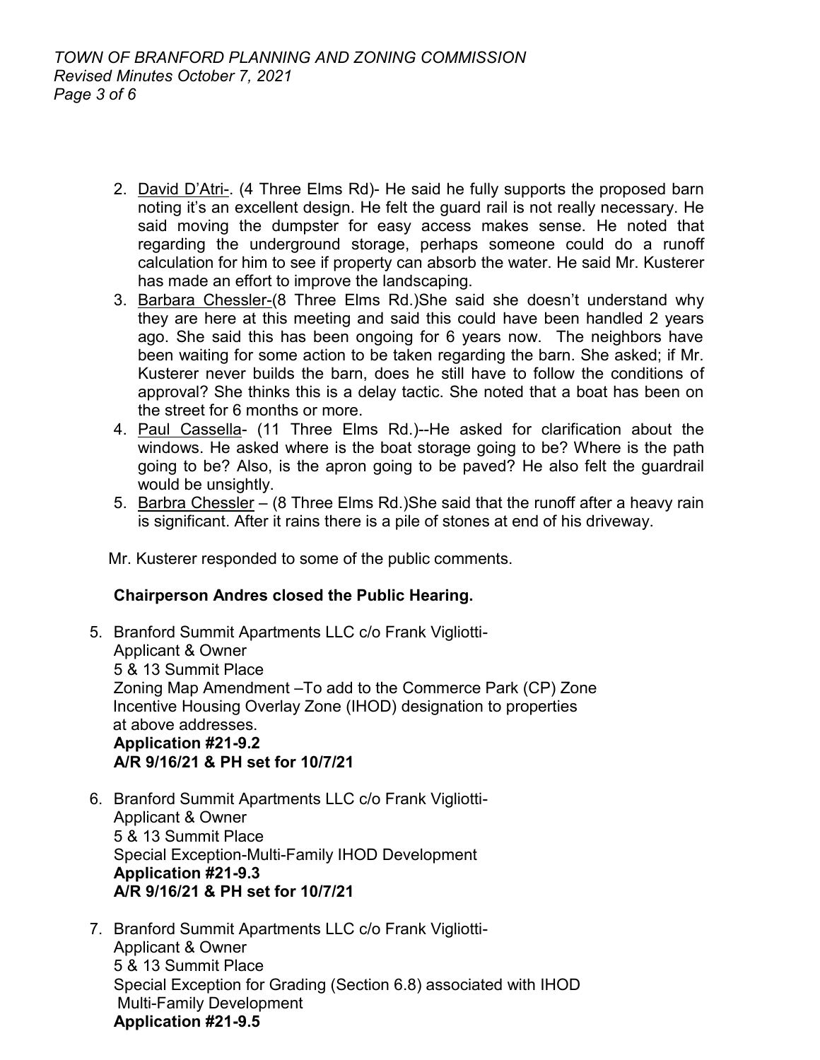2. <u>David D'Atri-</u>. (4 Three Elms Rd)- He said he fully supports the proposed barn noting it's an excellent design. He felt the guard rail is not really necessary. He said moving the dumpster for easy access makes sense. He noted that regarding the underground storage, perhaps someone could do a runoff calculation for him to see if property can absorb the water. He said Mr. Kusterer has made an effort to improve the landscaping.
3. <u>Barbara Chessler-</u>(8 Three Elms Rd.)She said she doesn't understand why they are here at this meeting and said this could have been handled 2 years ago. She said this has been ongoing for 6 years now. The neighbors have been waiting for some action to be taken regarding the barn. She asked; if Mr. Kusterer never builds the barn, does he still have to follow the conditions of approval? She thinks this is a delay tactic. She noted that a boat has been on the street for 6 months or more.
4. <u>Paul Cassella</u>- (11 Three Elms Rd.)--He asked for clarification about the windows. He asked where is the boat storage going to be? Where is the path going to be? Also, is the apron going to be paved? He also felt the guardrail would be unsightly.
5. <u>Barbra Chessler</u> – (8 Three Elms Rd.)She said that the runoff after a heavy rain is significant. After it rains there is a pile of stones at end of his driveway.

Mr. Kusterer responded to some of the public comments.

**Chairperson Andres closed the Public Hearing.**

5. Branford Summit Apartments LLC c/o Frank Vigliotti-
   Applicant & Owner
   5 & 13 Summit Place
   Zoning Map Amendment –To add to the Commerce Park (CP) Zone Incentive Housing Overlay Zone (IHOD) designation to properties at above addresses.
   **Application #21-9.2**
   **A/R 9/16/21 & PH set for 10/7/21**

6. Branford Summit Apartments LLC c/o Frank Vigliotti-
   Applicant & Owner
   5 & 13 Summit Place
   Special Exception-Multi-Family IHOD Development
   **Application #21-9.3**
   **A/R 9/16/21 & PH set for 10/7/21**

7. Branford Summit Apartments LLC c/o Frank Vigliotti-
   Applicant & Owner
   5 & 13 Summit Place
   Special Exception for Grading (Section 6.8) associated with IHOD Multi-Family Development
   **Application #21-9.5**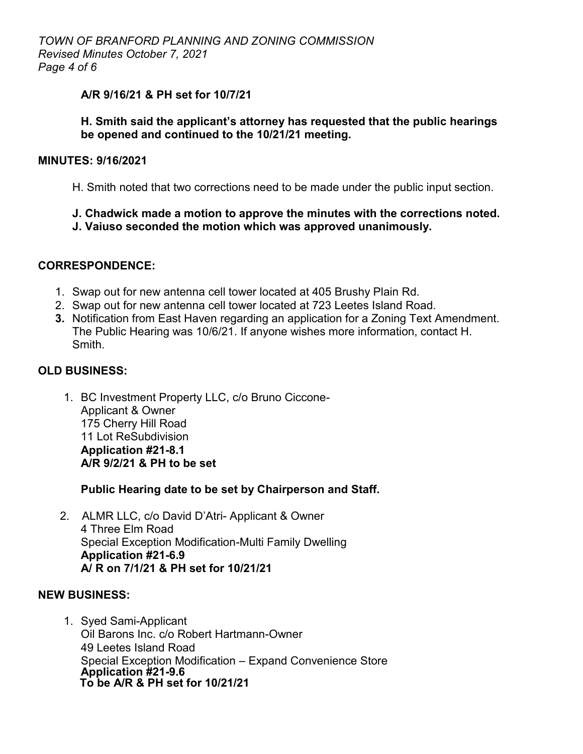**A/R 9/16/21 & PH set for 10/7/21**

**H. Smith said the applicant's attorney has requested that the public hearings be opened and continued to the 10/21/21 meeting.**

## MINUTES: 9/16/2021

H. Smith noted that two corrections need to be made under the public input section.

**J. Chadwick made a motion to approve the minutes with the corrections noted.**
**J. Vaiuso seconded the motion which was approved unanimously.**

## CORRESPONDENCE:

1. Swap out for new antenna cell tower located at 405 Brushy Plain Rd.
2. Swap out for new antenna cell tower located at 723 Leetes Island Road.
3. Notification from East Haven regarding an application for a Zoning Text Amendment. The Public Hearing was 10/6/21. If anyone wishes more information, contact H. Smith.

## OLD BUSINESS:

1. BC Investment Property LLC, c/o Bruno Ciccone-
   Applicant & Owner
   175 Cherry Hill Road
   11 Lot ReSubdivision
   **Application #21-8.1**
   **A/R 9/2/21 & PH to be set**

   **Public Hearing date to be set by Chairperson and Staff.**

2. ALMR LLC, c/o David D'Atri- Applicant & Owner
   4 Three Elm Road
   Special Exception Modification-Multi Family Dwelling
   **Application #21-6.9**
   **A/ R on 7/1/21 & PH set for 10/21/21**

## NEW BUSINESS:

1. Syed Sami-Applicant
   Oil Barons Inc. c/o Robert Hartmann-Owner
   49 Leetes Island Road
   Special Exception Modification – Expand Convenience Store
   **Application #21-9.6**
   **To be A/R & PH set for 10/21/21**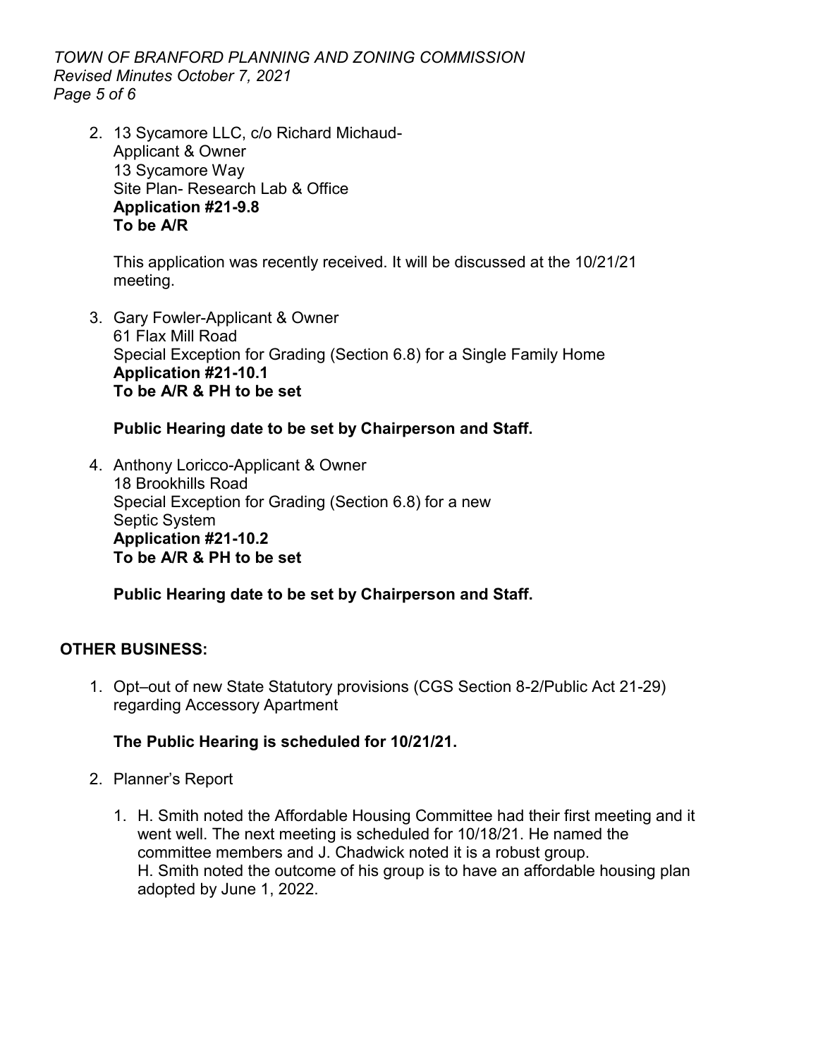2. 13 Sycamore LLC, c/o Richard Michaud-
   Applicant & Owner
   13 Sycamore Way
   Site Plan- Research Lab & Office
   **Application #21-9.8**
   **To be A/R**

   This application was recently received. It will be discussed at the 10/21/21 meeting.

3. Gary Fowler-Applicant & Owner
   61 Flax Mill Road
   Special Exception for Grading (Section 6.8) for a Single Family Home
   **Application #21-10.1**
   **To be A/R & PH to be set**

   **Public Hearing date to be set by Chairperson and Staff.**

4. Anthony Loricco-Applicant & Owner
   18 Brookhills Road
   Special Exception for Grading (Section 6.8) for a new Septic System
   **Application #21-10.2**
   **To be A/R & PH to be set**

   **Public Hearing date to be set by Chairperson and Staff.**

**OTHER BUSINESS:**

1. Opt–out of new State Statutory provisions (CGS Section 8-2/Public Act 21-29) regarding Accessory Apartment

   **The Public Hearing is scheduled for 10/21/21.**

2. Planner's Report

   1. H. Smith noted the Affordable Housing Committee had their first meeting and it went well. The next meeting is scheduled for 10/18/21. He named the committee members and J. Chadwick noted it is a robust group.
      H. Smith noted the outcome of his group is to have an affordable housing plan adopted by June 1, 2022.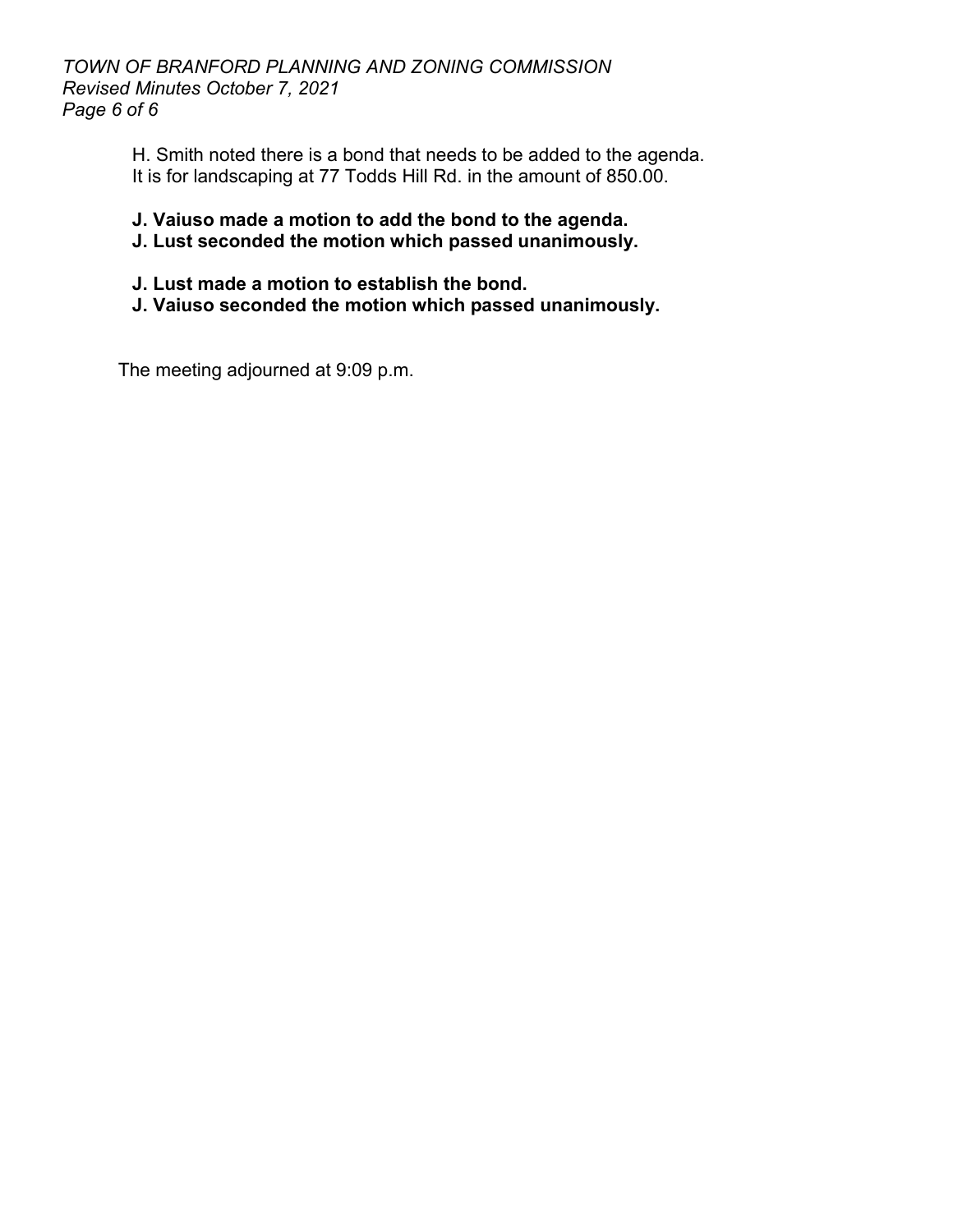H. Smith noted there is a bond that needs to be added to the agenda. It is for landscaping at 77 Todds Hill Rd. in the amount of 850.00.

**J. Vaiuso made a motion to add the bond to the agenda.**
**J. Lust seconded the motion which passed unanimously.**

**J. Lust made a motion to establish the bond.**
**J. Vaiuso seconded the motion which passed unanimously.**

The meeting adjourned at 9:09 p.m.